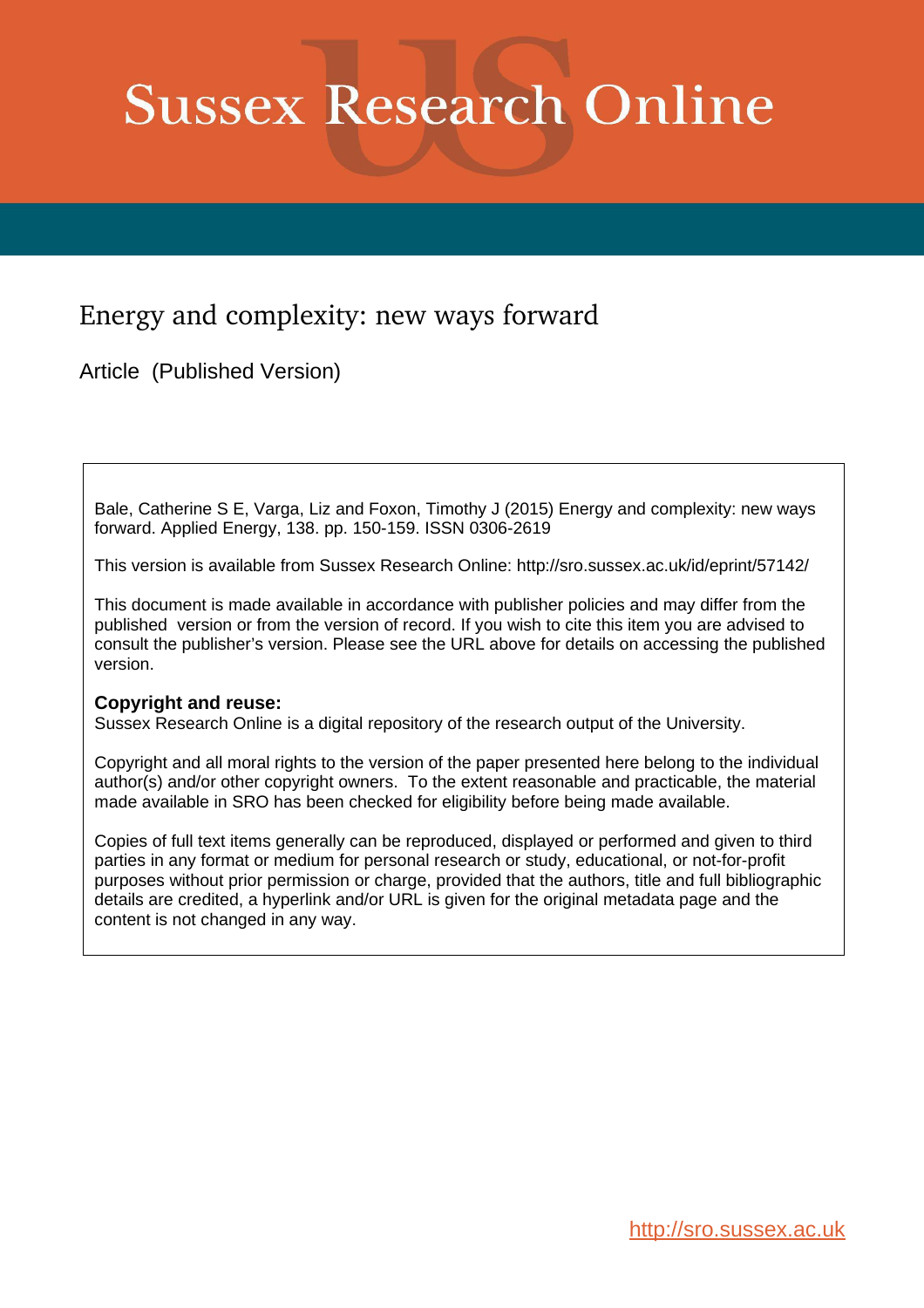# Sussex Research Online

## Energy and complexity: new ways forward

Article (Published Version)

Bale, Catherine S E, Varga, Liz and Foxon, Timothy J (2015) Energy and complexity: new ways forward. Applied Energy, 138. pp. 150-159. ISSN 0306-2619

This version is available from Sussex Research Online: http://sro.sussex.ac.uk/id/eprint/57142/

This document is made available in accordance with publisher policies and may differ from the published version or from the version of record. If you wish to cite this item you are advised to consult the publisher's version. Please see the URL above for details on accessing the published version.

**Copyright and reuse:**
Sussex Research Online is a digital repository of the research output of the University.

Copyright and all moral rights to the version of the paper presented here belong to the individual author(s) and/or other copyright owners. To the extent reasonable and practicable, the material made available in SRO has been checked for eligibility before being made available.

Copies of full text items generally can be reproduced, displayed or performed and given to third parties in any format or medium for personal research or study, educational, or not-for-profit purposes without prior permission or charge, provided that the authors, title and full bibliographic details are credited, a hyperlink and/or URL is given for the original metadata page and the content is not changed in any way.

http://sro.sussex.ac.uk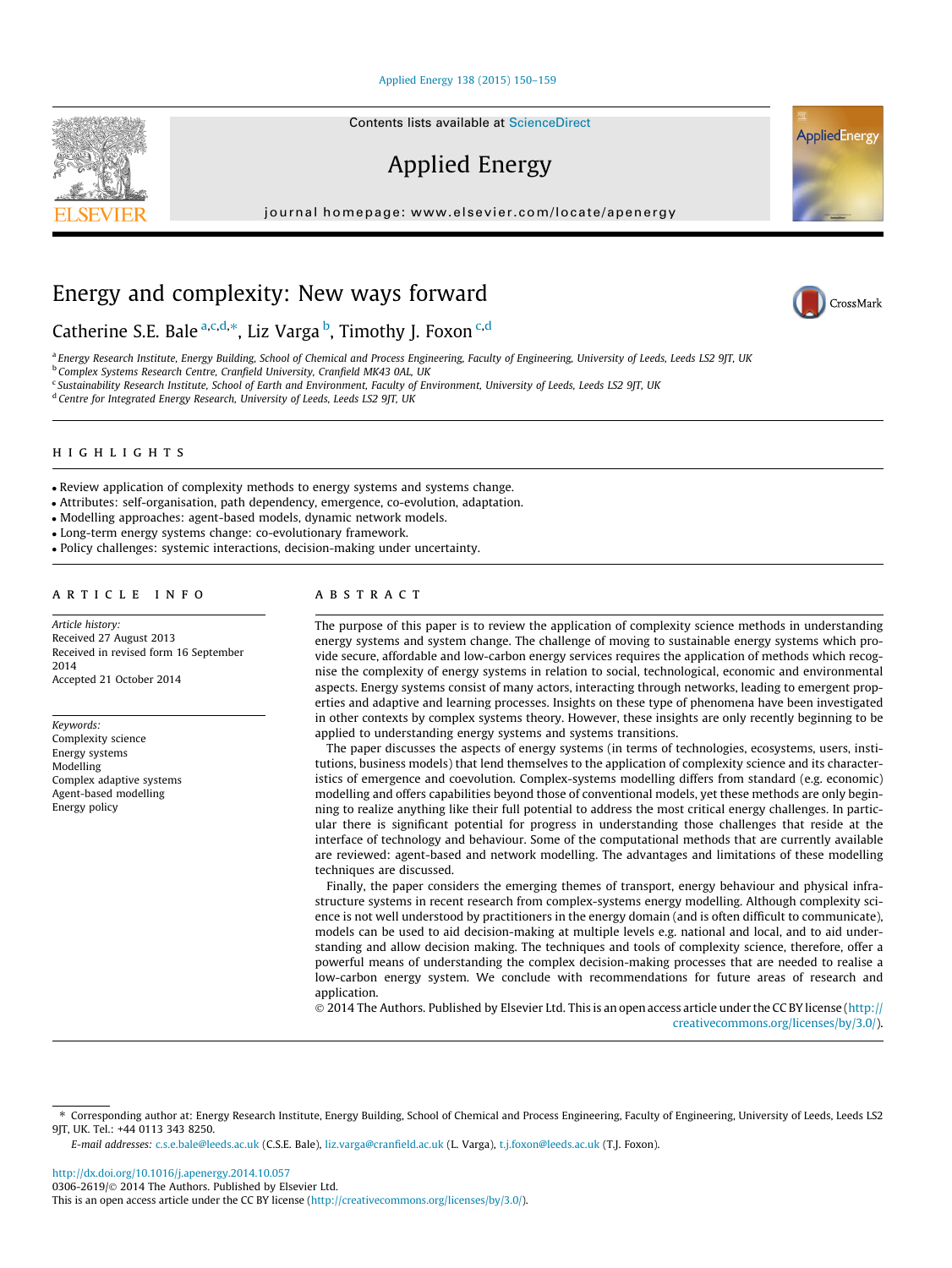# Energy and complexity: New ways forward

Catherine S.E. Bale [a,c,d,*], Liz Varga [b], Timothy J. Foxon [c,d]

[a] Energy Research Institute, Energy Building, School of Chemical and Process Engineering, Faculty of Engineering, University of Leeds, Leeds LS2 9JT, UK
[b] Complex Systems Research Centre, Cranfield University, Cranfield MK43 0AL, UK
[c] Sustainability Research Institute, School of Earth and Environment, Faculty of Environment, University of Leeds, Leeds LS2 9JT, UK
[d] Centre for Integrated Energy Research, University of Leeds, Leeds LS2 9JT, UK

## HIGHLIGHTS

- Review application of complexity methods to energy systems and systems change.
- Attributes: self-organisation, path dependency, emergence, co-evolution, adaptation.
- Modelling approaches: agent-based models, dynamic network models.
- Long-term energy systems change: co-evolutionary framework.
- Policy challenges: systemic interactions, decision-making under uncertainty.

## ARTICLE INFO

*Article history:*
Received 27 August 2013
Received in revised form 16 September 2014
Accepted 21 October 2014

*Keywords:*
Complexity science
Energy systems
Modelling
Complex adaptive systems
Agent-based modelling
Energy policy

## ABSTRACT

The purpose of this paper is to review the application of complexity science methods in understanding energy systems and system change. The challenge of moving to sustainable energy systems which provide secure, affordable and low-carbon energy services requires the application of methods which recognise the complexity of energy systems in relation to social, technological, economic and environmental aspects. Energy systems consist of many actors, interacting through networks, leading to emergent properties and adaptive and learning processes. Insights on these type of phenomena have been investigated in other contexts by complex systems theory. However, these insights are only recently beginning to be applied to understanding energy systems and systems transitions.

The paper discusses the aspects of energy systems (in terms of technologies, ecosystems, users, institutions, business models) that lend themselves to the application of complexity science and its characteristics of emergence and coevolution. Complex-systems modelling differs from standard (e.g. economic) modelling and offers capabilities beyond those of conventional models, yet these methods are only beginning to realize anything like their full potential to address the most critical energy challenges. In particular there is significant potential for progress in understanding those challenges that reside at the interface of technology and behaviour. Some of the computational methods that are currently available are reviewed: agent-based and network modelling. The advantages and limitations of these modelling techniques are discussed.

Finally, the paper considers the emerging themes of transport, energy behaviour and physical infrastructure systems in recent research from complex-systems energy modelling. Although complexity science is not well understood by practitioners in the energy domain (and is often difficult to communicate), models can be used to aid decision-making at multiple levels e.g. national and local, and to aid understanding and allow decision making. The techniques and tools of complexity science, therefore, offer a powerful means of understanding the complex decision-making processes that are needed to realise a low-carbon energy system. We conclude with recommendations for future areas of research and application.

© 2014 The Authors. Published by Elsevier Ltd. This is an open access article under the CC BY license (http://creativecommons.org/licenses/by/3.0/).

---

* Corresponding author at: Energy Research Institute, Energy Building, School of Chemical and Process Engineering, Faculty of Engineering, University of Leeds, Leeds LS2 9JT, UK. Tel.: +44 0113 343 8250.

*E-mail addresses:* c.s.e.bale@leeds.ac.uk (C.S.E. Bale), liz.varga@cranfield.ac.uk (L. Varga), t.j.foxon@leeds.ac.uk (T.J. Foxon).

http://dx.doi.org/10.1016/j.apenergy.2014.10.057
0306-2619/© 2014 The Authors. Published by Elsevier Ltd.
This is an open access article under the CC BY license (http://creativecommons.org/licenses/by/3.0/).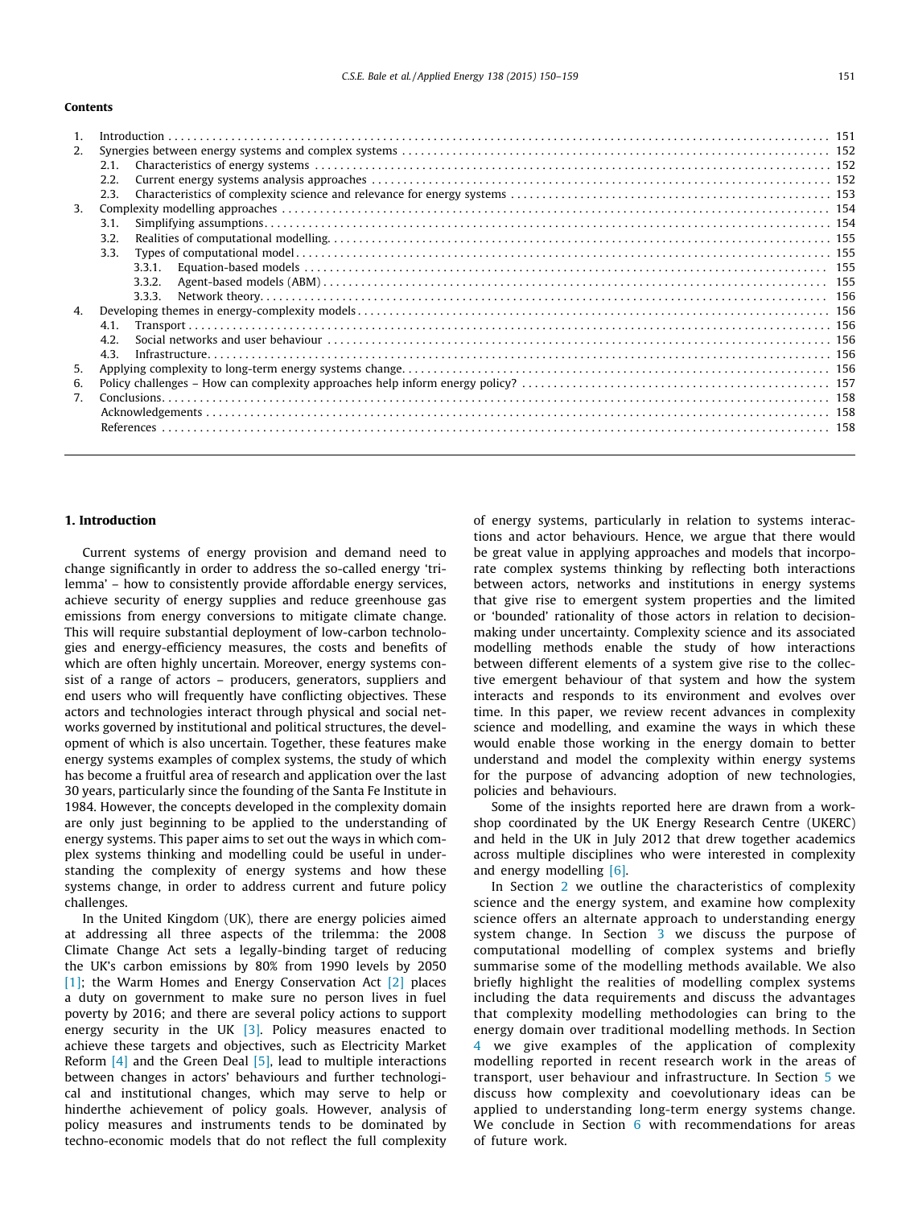**Contents**

1. Introduction . . . 151
2. Synergies between energy systems and complex systems . . . 152
   - 2.1. Characteristics of energy systems . . . 152
   - 2.2. Current energy systems analysis approaches . . . 152
   - 2.3. Characteristics of complexity science and relevance for energy systems . . . 153
3. Complexity modelling approaches . . . 154
   - 3.1. Simplifying assumptions . . . 154
   - 3.2. Realities of computational modelling . . . 155
   - 3.3. Types of computational model . . . 155
     - 3.3.1. Equation-based models . . . 155
     - 3.3.2. Agent-based models (ABM) . . . 155
     - 3.3.3. Network theory . . . 156
4. Developing themes in energy-complexity models . . . 156
   - 4.1. Transport . . . 156
   - 4.2. Social networks and user behaviour . . . 156
   - 4.3. Infrastructure . . . 156
5. Applying complexity to long-term energy systems change . . . 156
6. Policy challenges – How can complexity approaches help inform energy policy? . . . 157
7. Conclusions . . . 158

Acknowledgements . . . 158

References . . . 158

## 1. Introduction

Current systems of energy provision and demand need to change significantly in order to address the so-called energy 'trilemma' – how to consistently provide affordable energy services, achieve security of energy supplies and reduce greenhouse gas emissions from energy conversions to mitigate climate change. This will require substantial deployment of low-carbon technologies and energy-efficiency measures, the costs and benefits of which are often highly uncertain. Moreover, energy systems consist of a range of actors – producers, generators, suppliers and end users who will frequently have conflicting objectives. These actors and technologies interact through physical and social networks governed by institutional and political structures, the development of which is also uncertain. Together, these features make energy systems examples of complex systems, the study of which has become a fruitful area of research and application over the last 30 years, particularly since the founding of the Santa Fe Institute in 1984. However, the concepts developed in the complexity domain are only just beginning to be applied to the understanding of energy systems. This paper aims to set out the ways in which complex systems thinking and modelling could be useful in understanding the complexity of energy systems and how these systems change, in order to address current and future policy challenges.

In the United Kingdom (UK), there are energy policies aimed at addressing all three aspects of the trilemma: the 2008 Climate Change Act sets a legally-binding target of reducing the UK's carbon emissions by 80% from 1990 levels by 2050 [1]; the Warm Homes and Energy Conservation Act [2] places a duty on government to make sure no person lives in fuel poverty by 2016; and there are several policy actions to support energy security in the UK [3]. Policy measures enacted to achieve these targets and objectives, such as Electricity Market Reform [4] and the Green Deal [5], lead to multiple interactions between changes in actors' behaviours and further technological and institutional changes, which may serve to help or hinderthe achievement of policy goals. However, analysis of policy measures and instruments tends to be dominated by techno-economic models that do not reflect the full complexity of energy systems, particularly in relation to systems interactions and actor behaviours. Hence, we argue that there would be great value in applying approaches and models that incorporate complex systems thinking by reflecting both interactions between actors, networks and institutions in energy systems that give rise to emergent system properties and the limited or 'bounded' rationality of those actors in relation to decision-making under uncertainty. Complexity science and its associated modelling methods enable the study of how interactions between different elements of a system give rise to the collective emergent behaviour of that system and how the system interacts and responds to its environment and evolves over time. In this paper, we review recent advances in complexity science and modelling, and examine the ways in which these would enable those working in the energy domain to better understand and model the complexity within energy systems for the purpose of advancing adoption of new technologies, policies and behaviours.

Some of the insights reported here are drawn from a workshop coordinated by the UK Energy Research Centre (UKERC) and held in the UK in July 2012 that drew together academics across multiple disciplines who were interested in complexity and energy modelling [6].

In Section 2 we outline the characteristics of complexity science and the energy system, and examine how complexity science offers an alternate approach to understanding energy system change. In Section 3 we discuss the purpose of computational modelling of complex systems and briefly summarise some of the modelling methods available. We also briefly highlight the realities of modelling complex systems including the data requirements and discuss the advantages that complexity modelling methodologies can bring to the energy domain over traditional modelling methods. In Section 4 we give examples of the application of complexity modelling reported in recent research work in the areas of transport, user behaviour and infrastructure. In Section 5 we discuss how complexity and coevolutionary ideas can be applied to understanding long-term energy systems change. We conclude in Section 6 with recommendations for areas of future work.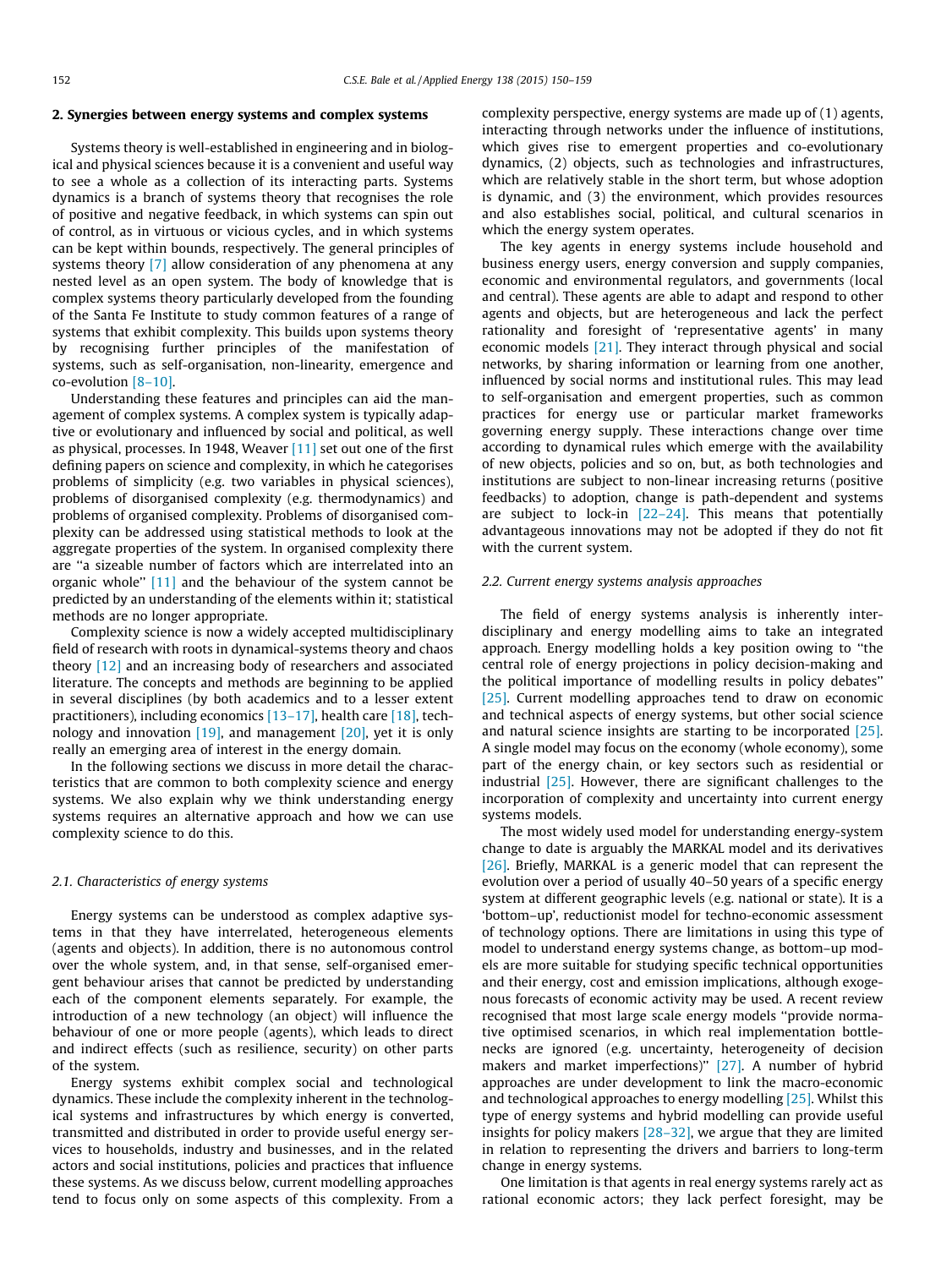## 2. Synergies between energy systems and complex systems

Systems theory is well-established in engineering and in biological and physical sciences because it is a convenient and useful way to see a whole as a collection of its interacting parts. Systems dynamics is a branch of systems theory that recognises the role of positive and negative feedback, in which systems can spin out of control, as in virtuous or vicious cycles, and in which systems can be kept within bounds, respectively. The general principles of systems theory [7] allow consideration of any phenomena at any nested level as an open system. The body of knowledge that is complex systems theory particularly developed from the founding of the Santa Fe Institute to study common features of a range of systems that exhibit complexity. This builds upon systems theory by recognising further principles of the manifestation of systems, such as self-organisation, non-linearity, emergence and co-evolution [8–10].

Understanding these features and principles can aid the management of complex systems. A complex system is typically adaptive or evolutionary and influenced by social and political, as well as physical, processes. In 1948, Weaver [11] set out one of the first defining papers on science and complexity, in which he categorises problems of simplicity (e.g. two variables in physical sciences), problems of disorganised complexity (e.g. thermodynamics) and problems of organised complexity. Problems of disorganised complexity can be addressed using statistical methods to look at the aggregate properties of the system. In organised complexity there are "a sizeable number of factors which are interrelated into an organic whole" [11] and the behaviour of the system cannot be predicted by an understanding of the elements within it; statistical methods are no longer appropriate.

Complexity science is now a widely accepted multidisciplinary field of research with roots in dynamical-systems theory and chaos theory [12] and an increasing body of researchers and associated literature. The concepts and methods are beginning to be applied in several disciplines (by both academics and to a lesser extent practitioners), including economics [13–17], health care [18], technology and innovation [19], and management [20], yet it is only really an emerging area of interest in the energy domain.

In the following sections we discuss in more detail the characteristics that are common to both complexity science and energy systems. We also explain why we think understanding energy systems requires an alternative approach and how we can use complexity science to do this.

### 2.1. Characteristics of energy systems

Energy systems can be understood as complex adaptive systems in that they have interrelated, heterogeneous elements (agents and objects). In addition, there is no autonomous control over the whole system, and, in that sense, self-organised emergent behaviour arises that cannot be predicted by understanding each of the component elements separately. For example, the introduction of a new technology (an object) will influence the behaviour of one or more people (agents), which leads to direct and indirect effects (such as resilience, security) on other parts of the system.

Energy systems exhibit complex social and technological dynamics. These include the complexity inherent in the technological systems and infrastructures by which energy is converted, transmitted and distributed in order to provide useful energy services to households, industry and businesses, and in the related actors and social institutions, policies and practices that influence these systems. As we discuss below, current modelling approaches tend to focus only on some aspects of this complexity. From a complexity perspective, energy systems are made up of (1) agents, interacting through networks under the influence of institutions, which gives rise to emergent properties and co-evolutionary dynamics, (2) objects, such as technologies and infrastructures, which are relatively stable in the short term, but whose adoption is dynamic, and (3) the environment, which provides resources and also establishes social, political, and cultural scenarios in which the energy system operates.

The key agents in energy systems include household and business energy users, energy conversion and supply companies, economic and environmental regulators, and governments (local and central). These agents are able to adapt and respond to other agents and objects, but are heterogeneous and lack the perfect rationality and foresight of 'representative agents' in many economic models [21]. They interact through physical and social networks, by sharing information or learning from one another, influenced by social norms and institutional rules. This may lead to self-organisation and emergent properties, such as common practices for energy use or particular market frameworks governing energy supply. These interactions change over time according to dynamical rules which emerge with the availability of new objects, policies and so on, but, as both technologies and institutions are subject to non-linear increasing returns (positive feedbacks) to adoption, change is path-dependent and systems are subject to lock-in [22–24]. This means that potentially advantageous innovations may not be adopted if they do not fit with the current system.

### 2.2. Current energy systems analysis approaches

The field of energy systems analysis is inherently interdisciplinary and energy modelling aims to take an integrated approach. Energy modelling holds a key position owing to "the central role of energy projections in policy decision-making and the political importance of modelling results in policy debates" [25]. Current modelling approaches tend to draw on economic and technical aspects of energy systems, but other social science and natural science insights are starting to be incorporated [25]. A single model may focus on the economy (whole economy), some part of the energy chain, or key sectors such as residential or industrial [25]. However, there are significant challenges to the incorporation of complexity and uncertainty into current energy systems models.

The most widely used model for understanding energy-system change to date is arguably the MARKAL model and its derivatives [26]. Briefly, MARKAL is a generic model that can represent the evolution over a period of usually 40–50 years of a specific energy system at different geographic levels (e.g. national or state). It is a 'bottom–up', reductionist model for techno-economic assessment of technology options. There are limitations in using this type of model to understand energy systems change, as bottom–up models are more suitable for studying specific technical opportunities and their energy, cost and emission implications, although exogenous forecasts of economic activity may be used. A recent review recognised that most large scale energy models "provide normative optimised scenarios, in which real implementation bottlenecks are ignored (e.g. uncertainty, heterogeneity of decision makers and market imperfections)" [27]. A number of hybrid approaches are under development to link the macro-economic and technological approaches to energy modelling [25]. Whilst this type of energy systems and hybrid modelling can provide useful insights for policy makers [28–32], we argue that they are limited in relation to representing the drivers and barriers to long-term change in energy systems.

One limitation is that agents in real energy systems rarely act as rational economic actors; they lack perfect foresight, may be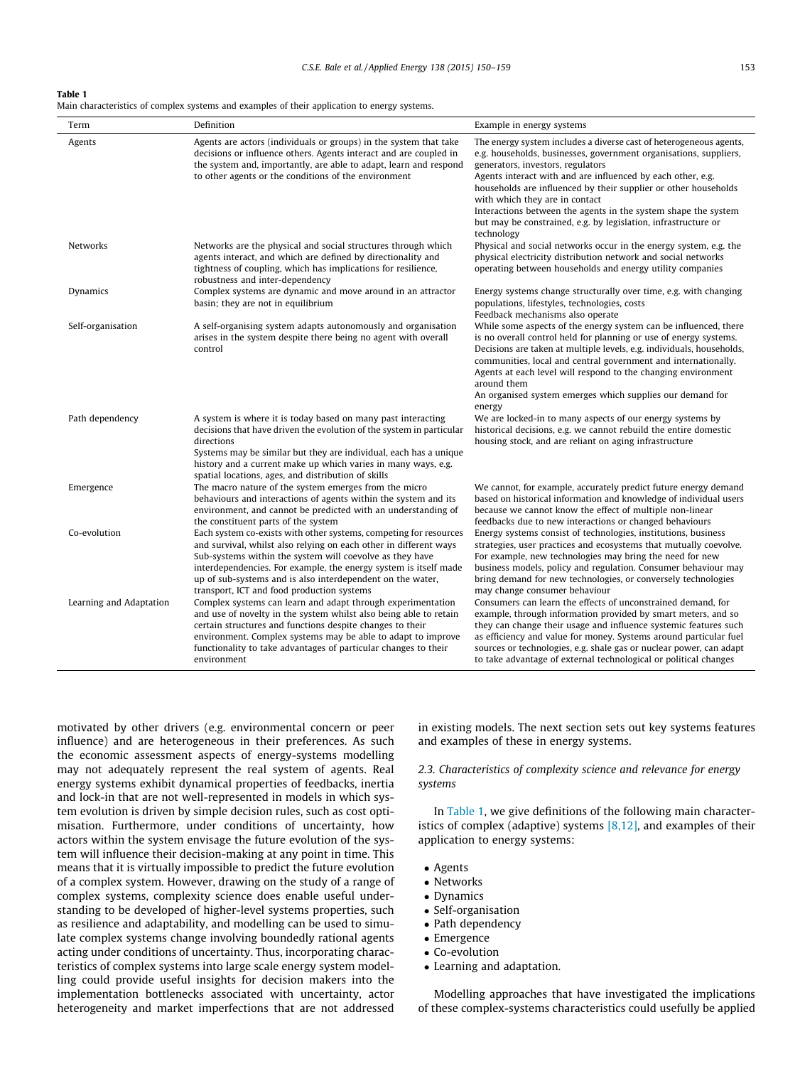**Table 1**
Main characteristics of complex systems and examples of their application to energy systems.

| Term | Definition | Example in energy systems |
|---|---|---|
| Agents | Agents are actors (individuals or groups) in the system that take decisions or influence others. Agents interact and are coupled in the system and, importantly, are able to adapt, learn and respond to other agents or the conditions of the environment | The energy system includes a diverse cast of heterogeneous agents, e.g. households, businesses, government organisations, suppliers, generators, investors, regulators<br>Agents interact with and are influenced by each other, e.g. households are influenced by their supplier or other households with which they are in contact<br>Interactions between the agents in the system shape the system but may be constrained, e.g. by legislation, infrastructure or technology |
| Networks | Networks are the physical and social structures through which agents interact, and which are defined by directionality and tightness of coupling, which has implications for resilience, robustness and inter-dependency | Physical and social networks occur in the energy system, e.g. the physical electricity distribution network and social networks operating between households and energy utility companies |
| Dynamics | Complex systems are dynamic and move around in an attractor basin; they are not in equilibrium | Energy systems change structurally over time, e.g. with changing populations, lifestyles, technologies, costs<br>Feedback mechanisms also operate |
| Self-organisation | A self-organising system adapts autonomously and organisation arises in the system despite there being no agent with overall control | While some aspects of the energy system can be influenced, there is no overall control held for planning or use of energy systems. Decisions are taken at multiple levels, e.g. individuals, households, communities, local and central government and internationally. Agents at each level will respond to the changing environment around them<br>An organised system emerges which supplies our demand for energy |
| Path dependency | A system is where it is today based on many past interacting decisions that have driven the evolution of the system in particular directions<br>Systems may be similar but they are individual, each has a unique history and a current make up which varies in many ways, e.g. spatial locations, ages, and distribution of skills | We are locked-in to many aspects of our energy systems by historical decisions, e.g. we cannot rebuild the entire domestic housing stock, and are reliant on aging infrastructure |
| Emergence | The macro nature of the system emerges from the micro behaviours and interactions of agents within the system and its environment, and cannot be predicted with an understanding of the constituent parts of the system | We cannot, for example, accurately predict future energy demand based on historical information and knowledge of individual users because we cannot know the effect of multiple non-linear feedbacks due to new interactions or changed behaviours |
| Co-evolution | Each system co-exists with other systems, competing for resources and survival, whilst also relying on each other in different ways<br>Sub-systems within the system will coevolve as they have interdependencies. For example, the energy system is itself made up of sub-systems and is also interdependent on the water, transport, ICT and food production systems | Energy systems consist of technologies, institutions, business strategies, user practices and ecosystems that mutually coevolve. For example, new technologies may bring the need for new business models, policy and regulation. Consumer behaviour may bring demand for new technologies, or conversely technologies may change consumer behaviour |
| Learning and Adaptation | Complex systems can learn and adapt through experimentation and use of novelty in the system whilst also being able to retain certain structures and functions despite changes to their environment. Complex systems may be able to adapt to improve functionality to take advantages of particular changes to their environment | Consumers can learn the effects of unconstrained demand, for example, through information provided by smart meters, and so they can change their usage and influence systemic features such as efficiency and value for money. Systems around particular fuel sources or technologies, e.g. shale gas or nuclear power, can adapt to take advantage of external technological or political changes |

motivated by other drivers (e.g. environmental concern or peer influence) and are heterogeneous in their preferences. As such the economic assessment aspects of energy-systems modelling may not adequately represent the real system of agents. Real energy systems exhibit dynamical properties of feedbacks, inertia and lock-in that are not well-represented in models in which system evolution is driven by simple decision rules, such as cost optimisation. Furthermore, under conditions of uncertainty, how actors within the system envisage the future evolution of the system will influence their decision-making at any point in time. This means that it is virtually impossible to predict the future evolution of a complex system. However, drawing on the study of a range of complex systems, complexity science does enable useful understanding to be developed of higher-level systems properties, such as resilience and adaptability, and modelling can be used to simulate complex systems change involving boundedly rational agents acting under conditions of uncertainty. Thus, incorporating characteristics of complex systems into large scale energy system modelling could provide useful insights for decision makers into the implementation bottlenecks associated with uncertainty, actor heterogeneity and market imperfections that are not addressed in existing models. The next section sets out key systems features and examples of these in energy systems.

### 2.3. Characteristics of complexity science and relevance for energy systems

In Table 1, we give definitions of the following main characteristics of complex (adaptive) systems [8,12], and examples of their application to energy systems:

- Agents
- Networks
- Dynamics
- Self-organisation
- Path dependency
- Emergence
- Co-evolution
- Learning and adaptation.

Modelling approaches that have investigated the implications of these complex-systems characteristics could usefully be applied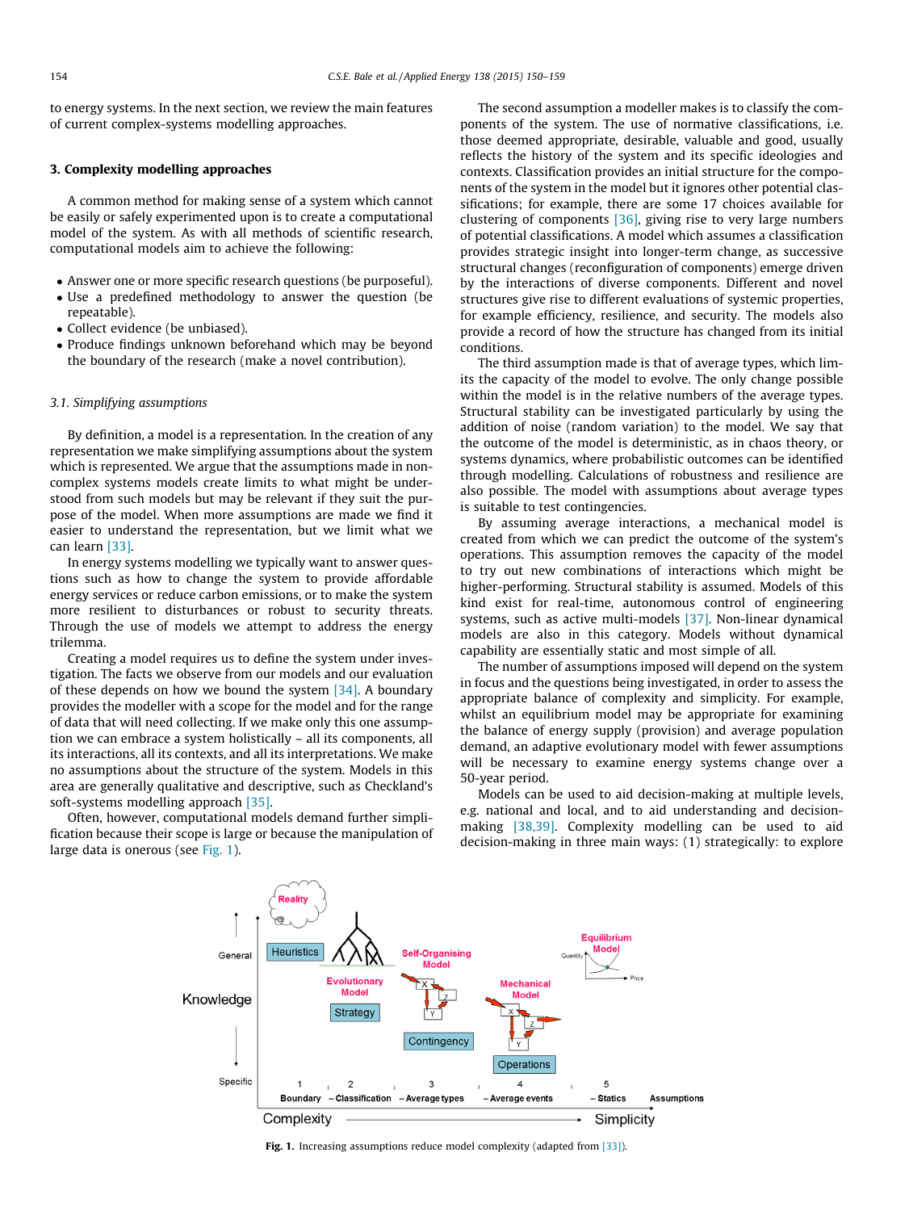to energy systems. In the next section, we review the main features of current complex-systems modelling approaches.

## 3. Complexity modelling approaches

A common method for making sense of a system which cannot be easily or safely experimented upon is to create a computational model of the system. As with all methods of scientific research, computational models aim to achieve the following:

- Answer one or more specific research questions (be purposeful).
- Use a predefined methodology to answer the question (be repeatable).
- Collect evidence (be unbiased).
- Produce findings unknown beforehand which may be beyond the boundary of the research (make a novel contribution).

### *3.1. Simplifying assumptions*

By definition, a model is a representation. In the creation of any representation we make simplifying assumptions about the system which is represented. We argue that the assumptions made in non-complex systems models create limits to what might be understood from such models but may be relevant if they suit the purpose of the model. When more assumptions are made we find it easier to understand the representation, but we limit what we can learn [33].

In energy systems modelling we typically want to answer questions such as how to change the system to provide affordable energy services or reduce carbon emissions, or to make the system more resilient to disturbances or robust to security threats. Through the use of models we attempt to address the energy trilemma.

Creating a model requires us to define the system under investigation. The facts we observe from our models and our evaluation of these depends on how we bound the system [34]. A boundary provides the modeller with a scope for the model and for the range of data that will need collecting. If we make only this one assumption we can embrace a system holistically – all its components, all its interactions, all its contexts, and all its interpretations. We make no assumptions about the structure of the system. Models in this area are generally qualitative and descriptive, such as Checkland's soft-systems modelling approach [35].

Often, however, computational models demand further simplification because their scope is large or because the manipulation of large data is onerous (see Fig. 1).

The second assumption a modeller makes is to classify the components of the system. The use of normative classifications, i.e. those deemed appropriate, desirable, valuable and good, usually reflects the history of the system and its specific ideologies and contexts. Classification provides an initial structure for the components of the system in the model but it ignores other potential classifications; for example, there are some 17 choices available for clustering of components [36], giving rise to very large numbers of potential classifications. A model which assumes a classification provides strategic insight into longer-term change, as successive structural changes (reconfiguration of components) emerge driven by the interactions of diverse components. Different and novel structures give rise to different evaluations of systemic properties, for example efficiency, resilience, and security. The models also provide a record of how the structure has changed from its initial conditions.

The third assumption made is that of average types, which limits the capacity of the model to evolve. The only change possible within the model is in the relative numbers of the average types. Structural stability can be investigated particularly by using the addition of noise (random variation) to the model. We say that the outcome of the model is deterministic, as in chaos theory, or systems dynamics, where probabilistic outcomes can be identified through modelling. Calculations of robustness and resilience are also possible. The model with assumptions about average types is suitable to test contingencies.

By assuming average interactions, a mechanical model is created from which we can predict the outcome of the system's operations. This assumption removes the capacity of the model to try out new combinations of interactions which might be higher-performing. Structural stability is assumed. Models of this kind exist for real-time, autonomous control of engineering systems, such as active multi-models [37]. Non-linear dynamical models are also in this category. Models without dynamical capability are essentially static and most simple of all.

The number of assumptions imposed will depend on the system in focus and the questions being investigated, in order to assess the appropriate balance of complexity and simplicity. For example, whilst an equilibrium model may be appropriate for examining the balance of energy supply (provision) and average population demand, an adaptive evolutionary model with fewer assumptions will be necessary to examine energy systems change over a 50-year period.

Models can be used to aid decision-making at multiple levels, e.g. national and local, and to aid understanding and decision-making [38,39]. Complexity modelling can be used to aid decision-making in three main ways: (1) strategically: to explore

**Fig. 1.** Increasing assumptions reduce model complexity (adapted from [33]).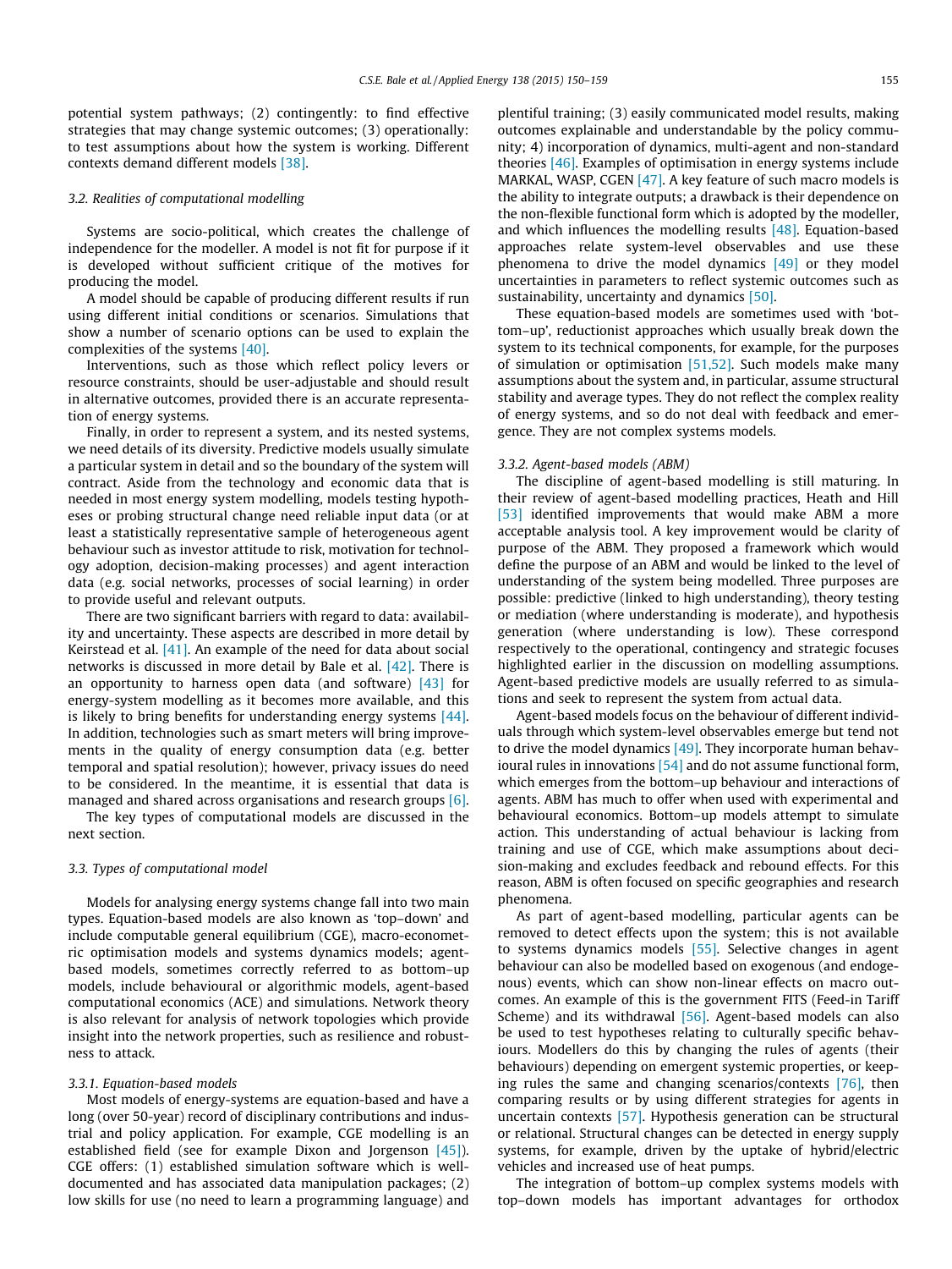potential system pathways; (2) contingently: to find effective strategies that may change systemic outcomes; (3) operationally: to test assumptions about how the system is working. Different contexts demand different models [38].

### 3.2. Realities of computational modelling

Systems are socio-political, which creates the challenge of independence for the modeller. A model is not fit for purpose if it is developed without sufficient critique of the motives for producing the model.

A model should be capable of producing different results if run using different initial conditions or scenarios. Simulations that show a number of scenario options can be used to explain the complexities of the systems [40].

Interventions, such as those which reflect policy levers or resource constraints, should be user-adjustable and should result in alternative outcomes, provided there is an accurate representation of energy systems.

Finally, in order to represent a system, and its nested systems, we need details of its diversity. Predictive models usually simulate a particular system in detail and so the boundary of the system will contract. Aside from the technology and economic data that is needed in most energy system modelling, models testing hypotheses or probing structural change need reliable input data (or at least a statistically representative sample of heterogeneous agent behaviour such as investor attitude to risk, motivation for technology adoption, decision-making processes) and agent interaction data (e.g. social networks, processes of social learning) in order to provide useful and relevant outputs.

There are two significant barriers with regard to data: availability and uncertainty. These aspects are described in more detail by Keirstead et al. [41]. An example of the need for data about social networks is discussed in more detail by Bale et al. [42]. There is an opportunity to harness open data (and software) [43] for energy-system modelling as it becomes more available, and this is likely to bring benefits for understanding energy systems [44]. In addition, technologies such as smart meters will bring improvements in the quality of energy consumption data (e.g. better temporal and spatial resolution); however, privacy issues do need to be considered. In the meantime, it is essential that data is managed and shared across organisations and research groups [6].

The key types of computational models are discussed in the next section.

### 3.3. Types of computational model

Models for analysing energy systems change fall into two main types. Equation-based models are also known as 'top–down' and include computable general equilibrium (CGE), macro-econometric optimisation models and systems dynamics models; agent-based models, sometimes correctly referred to as bottom–up models, include behavioural or algorithmic models, agent-based computational economics (ACE) and simulations. Network theory is also relevant for analysis of network topologies which provide insight into the network properties, such as resilience and robustness to attack.

#### 3.3.1. Equation-based models

Most models of energy-systems are equation-based and have a long (over 50-year) record of disciplinary contributions and industrial and policy application. For example, CGE modelling is an established field (see for example Dixon and Jorgenson [45]). CGE offers: (1) established simulation software which is well-documented and has associated data manipulation packages; (2) low skills for use (no need to learn a programming language) and plentiful training; (3) easily communicated model results, making outcomes explainable and understandable by the policy community; 4) incorporation of dynamics, multi-agent and non-standard theories [46]. Examples of optimisation in energy systems include MARKAL, WASP, CGEN [47]. A key feature of such macro models is the ability to integrate outputs; a drawback is their dependence on the non-flexible functional form which is adopted by the modeller, and which influences the modelling results [48]. Equation-based approaches relate system-level observables and use these phenomena to drive the model dynamics [49] or they model uncertainties in parameters to reflect systemic outcomes such as sustainability, uncertainty and dynamics [50].

These equation-based models are sometimes used with 'bottom–up', reductionist approaches which usually break down the system to its technical components, for example, for the purposes of simulation or optimisation [51,52]. Such models make many assumptions about the system and, in particular, assume structural stability and average types. They do not reflect the complex reality of energy systems, and so do not deal with feedback and emergence. They are not complex systems models.

#### 3.3.2. Agent-based models (ABM)

The discipline of agent-based modelling is still maturing. In their review of agent-based modelling practices, Heath and Hill [53] identified improvements that would make ABM a more acceptable analysis tool. A key improvement would be clarity of purpose of the ABM. They proposed a framework which would define the purpose of an ABM and would be linked to the level of understanding of the system being modelled. Three purposes are possible: predictive (linked to high understanding), theory testing or mediation (where understanding is moderate), and hypothesis generation (where understanding is low). These correspond respectively to the operational, contingency and strategic focuses highlighted earlier in the discussion on modelling assumptions. Agent-based predictive models are usually referred to as simulations and seek to represent the system from actual data.

Agent-based models focus on the behaviour of different individuals through which system-level observables emerge but tend not to drive the model dynamics [49]. They incorporate human behavioural rules in innovations [54] and do not assume functional form, which emerges from the bottom–up behaviour and interactions of agents. ABM has much to offer when used with experimental and behavioural economics. Bottom–up models attempt to simulate action. This understanding of actual behaviour is lacking from training and use of CGE, which make assumptions about decision-making and excludes feedback and rebound effects. For this reason, ABM is often focused on specific geographies and research phenomena.

As part of agent-based modelling, particular agents can be removed to detect effects upon the system; this is not available to systems dynamics models [55]. Selective changes in agent behaviour can also be modelled based on exogenous (and endogenous) events, which can show non-linear effects on macro outcomes. An example of this is the government FITS (Feed-in Tariff Scheme) and its withdrawal [56]. Agent-based models can also be used to test hypotheses relating to culturally specific behaviours. Modellers do this by changing the rules of agents (their behaviours) depending on emergent systemic properties, or keeping rules the same and changing scenarios/contexts [76], then comparing results or by using different strategies for agents in uncertain contexts [57]. Hypothesis generation can be structural or relational. Structural changes can be detected in energy supply systems, for example, driven by the uptake of hybrid/electric vehicles and increased use of heat pumps.

The integration of bottom–up complex systems models with top–down models has important advantages for orthodox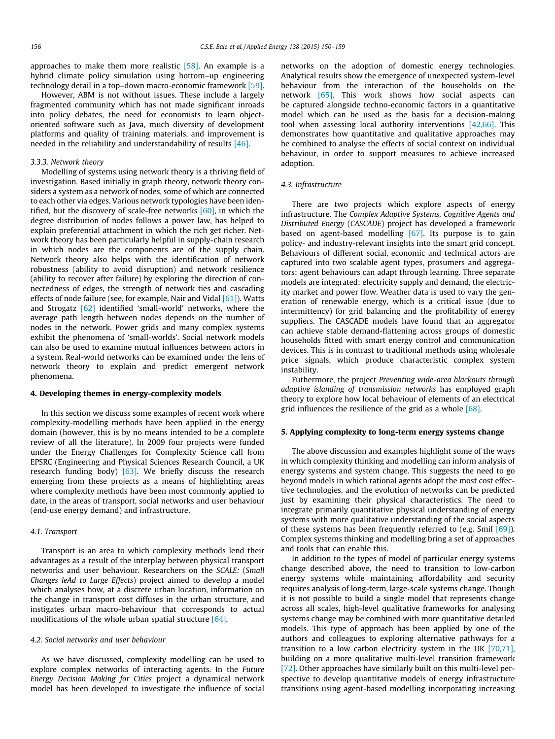approaches to make them more realistic [58]. An example is a hybrid climate policy simulation using bottom–up engineering technology detail in a top–down macro-economic framework [59].

However, ABM is not without issues. These include a largely fragmented community which has not made significant inroads into policy debates, the need for economists to learn object-oriented software such as Java, much diversity of development platforms and quality of training materials, and improvement is needed in the reliability and understandability of results [46].

### 3.3.3. Network theory

Modelling of systems using network theory is a thriving field of investigation. Based initially in graph theory, network theory considers a system as a network of nodes, some of which are connected to each other via edges. Various network typologies have been identified, but the discovery of scale-free networks [60], in which the degree distribution of nodes follows a power law, has helped to explain preferential attachment in which the rich get richer. Network theory has been particularly helpful in supply-chain research in which nodes are the components are of the supply chain. Network theory also helps with the identification of network robustness (ability to avoid disruption) and network resilience (ability to recover after failure) by exploring the direction of connectedness of edges, the strength of network ties and cascading effects of node failure (see, for example, Nair and Vidal [61]). Watts and Strogatz [62] identified 'small-world' networks, where the average path length between nodes depends on the number of nodes in the network. Power grids and many complex systems exhibit the phenomena of 'small-worlds'. Social network models can also be used to examine mutual influences between actors in a system. Real-world networks can be examined under the lens of network theory to explain and predict emergent network phenomena.

## 4. Developing themes in energy-complexity models

In this section we discuss some examples of recent work where complexity-modelling methods have been applied in the energy domain (however, this is by no means intended to be a complete review of all the literature). In 2009 four projects were funded under the Energy Challenges for Complexity Science call from EPSRC (Engineering and Physical Sciences Research Council, a UK research funding body) [63]. We briefly discuss the research emerging from these projects as a means of highlighting areas where complexity methods have been most commonly applied to date, in the areas of transport, social networks and user behaviour (end-use energy demand) and infrastructure.

### 4.1. Transport

Transport is an area to which complexity methods lend their advantages as a result of the interplay between physical transport networks and user behaviour. Researchers on the *SCALE: (Small Changes leAd to Large Effects)* project aimed to develop a model which analyses how, at a discrete urban location, information on the change in transport cost diffuses in the urban structure, and instigates urban macro-behaviour that corresponds to actual modifications of the whole urban spatial structure [64].

### 4.2. Social networks and user behaviour

As we have discussed, complexity modelling can be used to explore complex networks of interacting agents. In the *Future Energy Decision Making for Cities* project a dynamical network model has been developed to investigate the influence of social networks on the adoption of domestic energy technologies. Analytical results show the emergence of unexpected system-level behaviour from the interaction of the households on the network [65]. This work shows how social aspects can be captured alongside techno-economic factors in a quantitative model which can be used as the basis for a decision-making tool when assessing local authority interventions [42,66]. This demonstrates how quantitative and qualitative approaches may be combined to analyse the effects of social context on individual behaviour, in order to support measures to achieve increased adoption.

### 4.3. Infrastructure

There are two projects which explore aspects of energy infrastructure. The *Complex Adaptive Systems, Cognitive Agents and Distributed Energy* (*CASCADE*) project has developed a framework based on agent-based modelling [67]. Its purpose is to gain policy- and industry-relevant insights into the smart grid concept. Behaviours of different social, economic and technical actors are captured into two scalable agent types, prosumers and aggregators; agent behaviours can adapt through learning. Three separate models are integrated: electricity supply and demand, the electricity market and power flow. Weather data is used to vary the generation of renewable energy, which is a critical issue (due to intermittency) for grid balancing and the profitability of energy suppliers. The CASCADE models have found that an aggregator can achieve stable demand-flattening across groups of domestic households fitted with smart energy control and communication devices. This is in contrast to traditional methods using wholesale price signals, which produce characteristic complex system instability.

Futhermore, the project *Preventing wide-area blackouts through adaptive islanding of transmission networks* has employed graph theory to explore how local behaviour of elements of an electrical grid influences the resilience of the grid as a whole [68].

## 5. Applying complexity to long-term energy systems change

The above discussion and examples highlight some of the ways in which complexity thinking and modelling can inform analysis of energy systems and system change. This suggests the need to go beyond models in which rational agents adopt the most cost effective technologies, and the evolution of networks can be predicted just by examining their physical characteristics. The need to integrate primarily quantitative physical understanding of energy systems with more qualitative understanding of the social aspects of these systems has been frequently referred to (e.g. Smil [69]). Complex systems thinking and modelling bring a set of approaches and tools that can enable this.

In addition to the types of model of particular energy systems change described above, the need to transition to low-carbon energy systems while maintaining affordability and security requires analysis of long-term, large-scale systems change. Though it is not possible to build a single model that represents change across all scales, high-level qualitative frameworks for analysing systems change may be combined with more quantitative detailed models. This type of approach has been applied by one of the authors and colleagues to exploring alternative pathways for a transition to a low carbon electricity system in the UK [70,71], building on a more qualitative multi-level transition framework [72]. Other approaches have similarly built on this multi-level perspective to develop quantitative models of energy infrastructure transitions using agent-based modelling incorporating increasing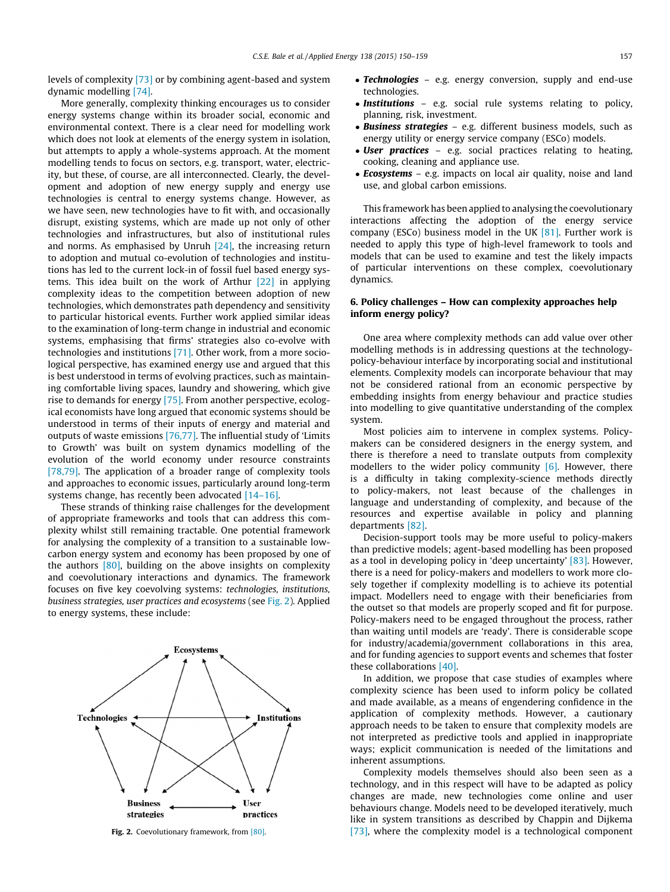levels of complexity [73] or by combining agent-based and system dynamic modelling [74].

More generally, complexity thinking encourages us to consider energy systems change within its broader social, economic and environmental context. There is a clear need for modelling work which does not look at elements of the energy system in isolation, but attempts to apply a whole-systems approach. At the moment modelling tends to focus on sectors, e.g. transport, water, electricity, but these, of course, are all interconnected. Clearly, the development and adoption of new energy supply and energy use technologies is central to energy systems change. However, as we have seen, new technologies have to fit with, and occasionally disrupt, existing systems, which are made up not only of other technologies and infrastructures, but also of institutional rules and norms. As emphasised by Unruh [24], the increasing return to adoption and mutual co-evolution of technologies and institutions has led to the current lock-in of fossil fuel based energy systems. This idea built on the work of Arthur [22] in applying complexity ideas to the competition between adoption of new technologies, which demonstrates path dependency and sensitivity to particular historical events. Further work applied similar ideas to the examination of long-term change in industrial and economic systems, emphasising that firms' strategies also co-evolve with technologies and institutions [71]. Other work, from a more sociological perspective, has examined energy use and argued that this is best understood in terms of evolving practices, such as maintaining comfortable living spaces, laundry and showering, which give rise to demands for energy [75]. From another perspective, ecological economists have long argued that economic systems should be understood in terms of their inputs of energy and material and outputs of waste emissions [76,77]. The influential study of 'Limits to Growth' was built on system dynamics modelling of the evolution of the world economy under resource constraints [78,79]. The application of a broader range of complexity tools and approaches to economic issues, particularly around long-term systems change, has recently been advocated [14–16].

These strands of thinking raise challenges for the development of appropriate frameworks and tools that can address this complexity whilst still remaining tractable. One potential framework for analysing the complexity of a transition to a sustainable low-carbon energy system and economy has been proposed by one of the authors [80], building on the above insights on complexity and coevolutionary interactions and dynamics. The framework focuses on five key coevolving systems: *technologies, institutions, business strategies, user practices and ecosystems* (see Fig. 2). Applied to energy systems, these include:

Fig. 2. Coevolutionary framework, from [80].

- ***Technologies*** – e.g. energy conversion, supply and end-use technologies.
- ***Institutions*** – e.g. social rule systems relating to policy, planning, risk, investment.
- ***Business strategies*** – e.g. different business models, such as energy utility or energy service company (ESCo) models.
- ***User practices*** – e.g. social practices relating to heating, cooking, cleaning and appliance use.
- ***Ecosystems*** – e.g. impacts on local air quality, noise and land use, and global carbon emissions.

This framework has been applied to analysing the coevolutionary interactions affecting the adoption of the energy service company (ESCo) business model in the UK [81]. Further work is needed to apply this type of high-level framework to tools and models that can be used to examine and test the likely impacts of particular interventions on these complex, coevolutionary dynamics.

## 6. Policy challenges – How can complexity approaches help inform energy policy?

One area where complexity methods can add value over other modelling methods is in addressing questions at the technology-policy-behaviour interface by incorporating social and institutional elements. Complexity models can incorporate behaviour that may not be considered rational from an economic perspective by embedding insights from energy behaviour and practice studies into modelling to give quantitative understanding of the complex system.

Most policies aim to intervene in complex systems. Policy-makers can be considered designers in the energy system, and there is therefore a need to translate outputs from complexity modellers to the wider policy community [6]. However, there is a difficulty in taking complexity-science methods directly to policy-makers, not least because of the challenges in language and understanding of complexity, and because of the resources and expertise available in policy and planning departments [82].

Decision-support tools may be more useful to policy-makers than predictive models; agent-based modelling has been proposed as a tool in developing policy in 'deep uncertainty' [83]. However, there is a need for policy-makers and modellers to work more closely together if complexity modelling is to achieve its potential impact. Modellers need to engage with their beneficiaries from the outset so that models are properly scoped and fit for purpose. Policy-makers need to be engaged throughout the process, rather than waiting until models are 'ready'. There is considerable scope for industry/academia/government collaborations in this area, and for funding agencies to support events and schemes that foster these collaborations [40].

In addition, we propose that case studies of examples where complexity science has been used to inform policy be collated and made available, as a means of engendering confidence in the application of complexity methods. However, a cautionary approach needs to be taken to ensure that complexity models are not interpreted as predictive tools and applied in inappropriate ways; explicit communication is needed of the limitations and inherent assumptions.

Complexity models themselves should also been seen as a technology, and in this respect will have to be adapted as policy changes are made, new technologies come online and user behaviours change. Models need to be developed iteratively, much like in system transitions as described by Chappin and Dijkema [73], where the complexity model is a technological component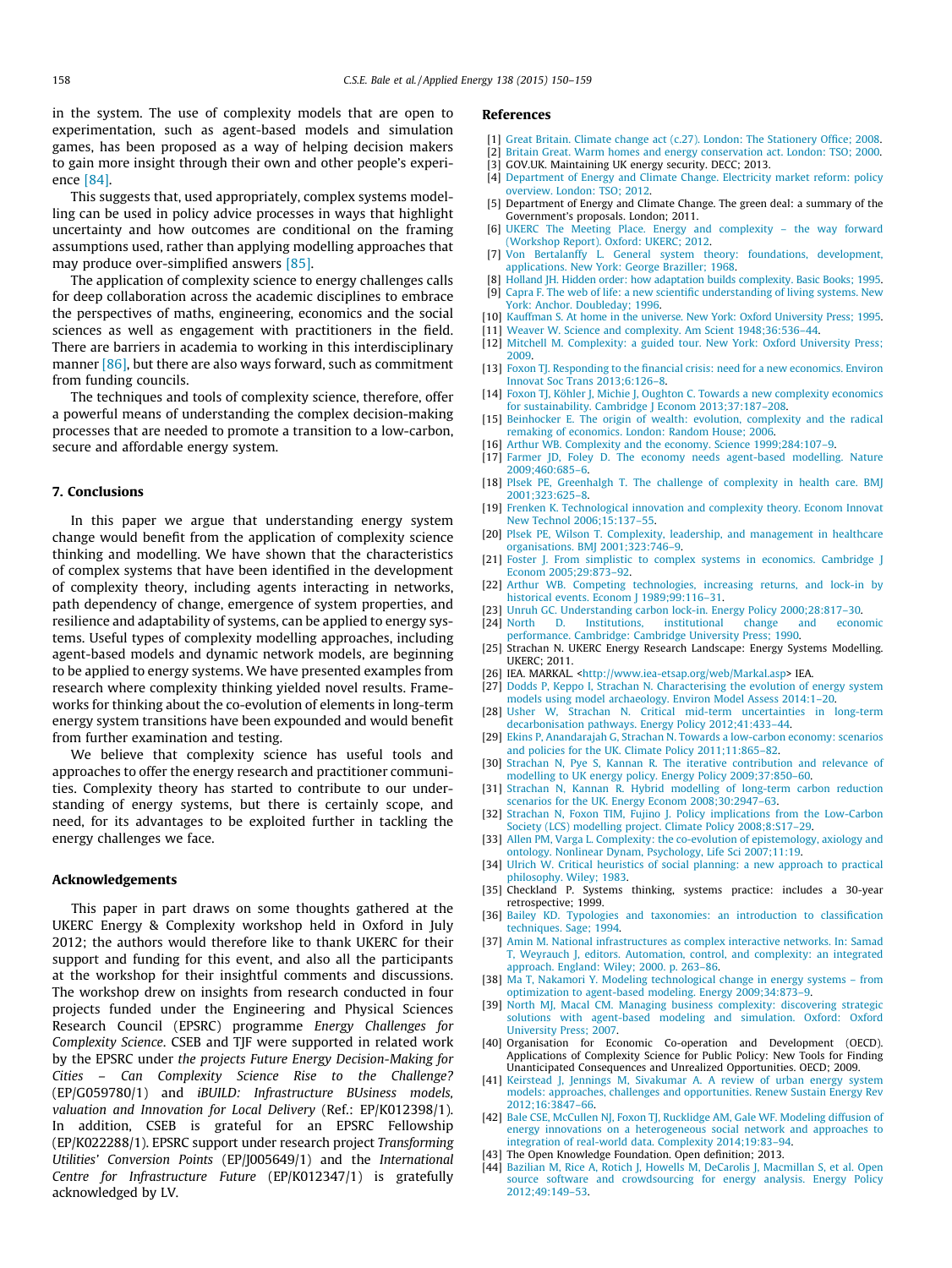in the system. The use of complexity models that are open to experimentation, such as agent-based models and simulation games, has been proposed as a way of helping decision makers to gain more insight through their own and other people's experience [84].

This suggests that, used appropriately, complex systems modelling can be used in policy advice processes in ways that highlight uncertainty and how outcomes are conditional on the framing assumptions used, rather than applying modelling approaches that may produce over-simplified answers [85].

The application of complexity science to energy challenges calls for deep collaboration across the academic disciplines to embrace the perspectives of maths, engineering, economics and the social sciences as well as engagement with practitioners in the field. There are barriers in academia to working in this interdisciplinary manner [86], but there are also ways forward, such as commitment from funding councils.

The techniques and tools of complexity science, therefore, offer a powerful means of understanding the complex decision-making processes that are needed to promote a transition to a low-carbon, secure and affordable energy system.

## 7. Conclusions

In this paper we argue that understanding energy system change would benefit from the application of complexity science thinking and modelling. We have shown that the characteristics of complex systems that have been identified in the development of complexity theory, including agents interacting in networks, path dependency of change, emergence of system properties, and resilience and adaptability of systems, can be applied to energy systems. Useful types of complexity modelling approaches, including agent-based models and dynamic network models, are beginning to be applied to energy systems. We have presented examples from research where complexity thinking yielded novel results. Frameworks for thinking about the co-evolution of elements in long-term energy system transitions have been expounded and would benefit from further examination and testing.

We believe that complexity science has useful tools and approaches to offer the energy research and practitioner communities. Complexity theory has started to contribute to our understanding of energy systems, but there is certainly scope, and need, for its advantages to be exploited further in tackling the energy challenges we face.

## Acknowledgements

This paper in part draws on some thoughts gathered at the UKERC Energy & Complexity workshop held in Oxford in July 2012; the authors would therefore like to thank UKERC for their support and funding for this event, and also all the participants at the workshop for their insightful comments and discussions. The workshop drew on insights from research conducted in four projects funded under the Engineering and Physical Sciences Research Council (EPSRC) programme *Energy Challenges for Complexity Science*. CSEB and TJF were supported in related work by the EPSRC under *the projects Future Energy Decision-Making for Cities – Can Complexity Science Rise to the Challenge?* (EP/G059780/1) and *iBUILD: Infrastructure BUsiness models, valuation and Innovation for Local Delivery* (Ref.: EP/K012398/1). In addition, CSEB is grateful for an EPSRC Fellowship (EP/K022288/1). EPSRC support under research project *Transforming Utilities' Conversion Points* (EP/J005649/1) and the *International Centre for Infrastructure Future* (EP/K012347/1) is gratefully acknowledged by LV.

## References

[1] Great Britain. Climate change act (c.27). London: The Stationery Office; 2008.
[2] Britain Great. Warm homes and energy conservation act. London: TSO; 2000.
[3] GOV.UK. Maintaining UK energy security. DECC; 2013.
[4] Department of Energy and Climate Change. Electricity market reform: policy overview. London: TSO; 2012.
[5] Department of Energy and Climate Change. The green deal: a summary of the Government's proposals. London; 2011.
[6] UKERC The Meeting Place. Energy and complexity – the way forward (Workshop Report). Oxford: UKERC; 2012.
[7] Von Bertalanffy L. General system theory: foundations, development, applications. New York: George Braziller; 1968.
[8] Holland JH. Hidden order: how adaptation builds complexity. Basic Books; 1995.
[9] Capra F. The web of life: a new scientific understanding of living systems. New York: Anchor. Doubleday; 1996.
[10] Kauffman S. At home in the universe. New York: Oxford University Press; 1995.
[11] Weaver W. Science and complexity. Am Scient 1948;36:536–44.
[12] Mitchell M. Complexity: a guided tour. New York: Oxford University Press; 2009.
[13] Foxon TJ. Responding to the financial crisis: need for a new economics. Environ Innovat Soc Trans 2013;6:126–8.
[14] Foxon TJ, Köhler J, Michie J, Oughton C. Towards a new complexity economics for sustainability. Cambridge J Econom 2013;37:187–208.
[15] Beinhocker E. The origin of wealth: evolution, complexity and the radical remaking of economics. London: Random House; 2006.
[16] Arthur WB. Complexity and the economy. Science 1999;284:107–9.
[17] Farmer JD, Foley D. The economy needs agent-based modelling. Nature 2009;460:685–6.
[18] Plsek PE, Greenhalgh T. The challenge of complexity in health care. BMJ 2001;323:625–8.
[19] Frenken K. Technological innovation and complexity theory. Econom Innovat New Technol 2006;15:137–55.
[20] Plsek PE, Wilson T. Complexity, leadership, and management in healthcare organisations. BMJ 2001;323:746–9.
[21] Foster J. From simplistic to complex systems in economics. Cambridge J Econom 2005;29:873–92.
[22] Arthur WB. Competing technologies, increasing returns, and lock-in by historical events. Econom J 1989;99:116–31.
[23] Unruh GC. Understanding carbon lock-in. Energy Policy 2000;28:817–30.
[24] North D. Institutions, institutional change and economic performance. Cambridge: Cambridge University Press; 1990.
[25] Strachan N. UKERC Energy Research Landscape: Energy Systems Modelling. UKERC; 2011.
[26] IEA. MARKAL. <http://www.iea-etsap.org/web/Markal.asp> IEA.
[27] Dodds P, Keppo I, Strachan N. Characterising the evolution of energy system models using model archaeology. Environ Model Assess 2014:1–20.
[28] Usher W, Strachan N. Critical mid-term uncertainties in long-term decarbonisation pathways. Energy Policy 2012;41:433–44.
[29] Ekins P, Anandarajah G, Strachan N. Towards a low-carbon economy: scenarios and policies for the UK. Climate Policy 2011;11:865–82.
[30] Strachan N, Pye S, Kannan R. The iterative contribution and relevance of modelling to UK energy policy. Energy Policy 2009;37:850–60.
[31] Strachan N, Kannan R. Hybrid modelling of long-term carbon reduction scenarios for the UK. Energy Econom 2008;30:2947–63.
[32] Strachan N, Foxon TIM, Fujino J. Policy implications from the Low-Carbon Society (LCS) modelling project. Climate Policy 2008;8:S17–29.
[33] Allen PM, Varga L. Complexity: the co-evolution of epistemology, axiology and ontology. Nonlinear Dynam, Psychology, Life Sci 2007;11:19.
[34] Ulrich W. Critical heuristics of social planning: a new approach to practical philosophy. Wiley; 1983.
[35] Checkland P. Systems thinking, systems practice: includes a 30-year retrospective; 1999.
[36] Bailey KD. Typologies and taxonomies: an introduction to classification techniques. Sage; 1994.
[37] Amin M. National infrastructures as complex interactive networks. In: Samad T, Weyrauch J, editors. Automation, control, and complexity: an integrated approach. England: Wiley; 2000. p. 263–86.
[38] Ma T, Nakamori Y. Modeling technological change in energy systems – from optimization to agent-based modeling. Energy 2009;34:873–9.
[39] North MJ, Macal CM. Managing business complexity: discovering strategic solutions with agent-based modeling and simulation. Oxford: Oxford University Press; 2007.
[40] Organisation for Economic Co-operation and Development (OECD). Applications of Complexity Science for Public Policy: New Tools for Finding Unanticipated Consequences and Unrealized Opportunities. OECD; 2009.
[41] Keirstead J, Jennings M, Sivakumar A. A review of urban energy system models: approaches, challenges and opportunities. Renew Sustain Energy Rev 2012;16:3847–66.
[42] Bale CSE, McCullen NJ, Foxon TJ, Rucklidge AM, Gale WF. Modeling diffusion of energy innovations on a heterogeneous social network and approaches to integration of real-world data. Complexity 2014;19:83–94.
[43] The Open Knowledge Foundation. Open definition; 2013.
[44] Bazilian M, Rice A, Rotich J, Howells M, DeCarolis J, Macmillan S, et al. Open source software and crowdsourcing for energy analysis. Energy Policy 2012;49:149–53.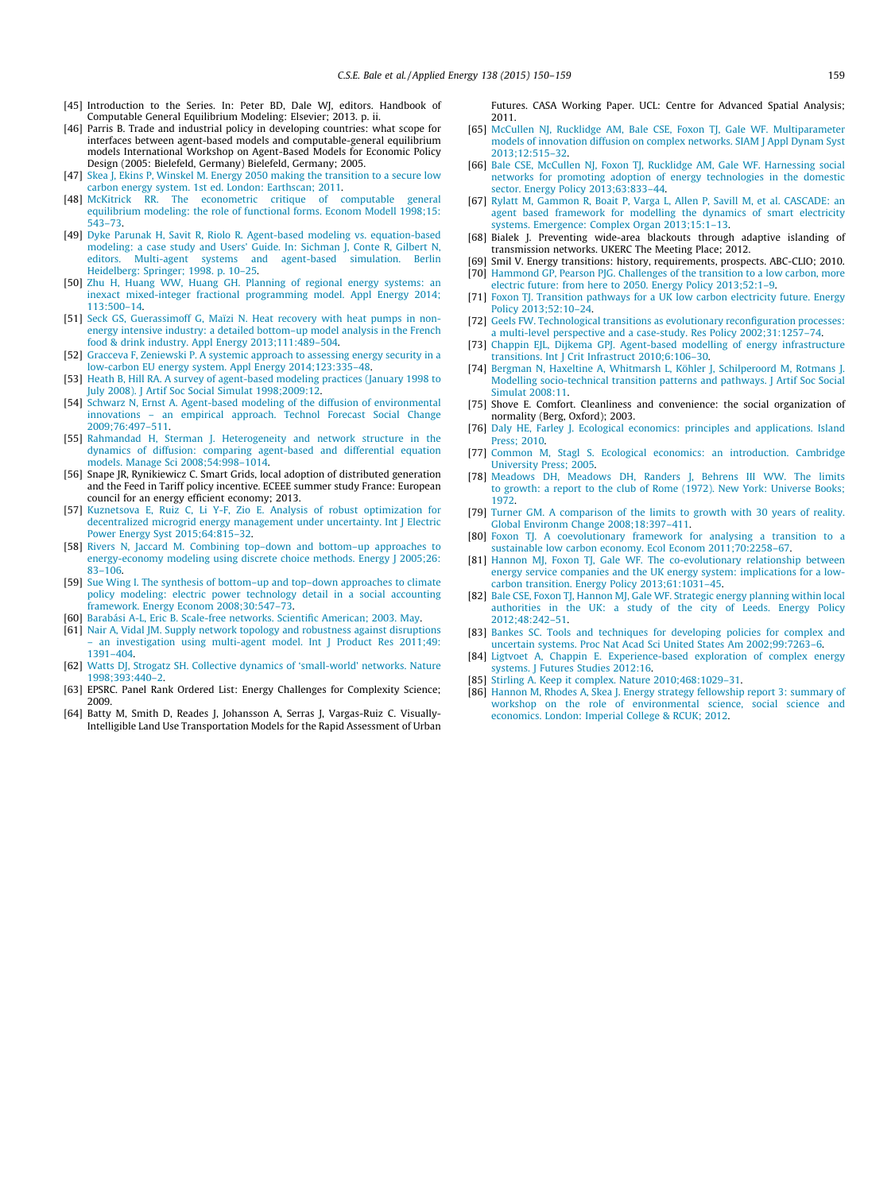[45] Introduction to the Series. In: Peter BD, Dale WJ, editors. Handbook of Computable General Equilibrium Modeling: Elsevier; 2013. p. ii.

[46] Parris B. Trade and industrial policy in developing countries: what scope for interfaces between agent-based models and computable-general equilibrium models International Workshop on Agent-Based Models for Economic Policy Design (2005: Bielefeld, Germany) Bielefeld, Germany; 2005.

[47] Skea J, Ekins P, Winskel M. Energy 2050 making the transition to a secure low carbon energy system. 1st ed. London: Earthscan; 2011.

[48] McKitrick RR. The econometric critique of computable general equilibrium modeling: the role of functional forms. Econom Modell 1998;15:543–73.

[49] Dyke Parunak H, Savit R, Riolo R. Agent-based modeling vs. equation-based modeling: a case study and Users' Guide. In: Sichman J, Conte R, Gilbert N, editors. Multi-agent systems and agent-based simulation. Berlin Heidelberg: Springer; 1998. p. 10–25.

[50] Zhu H, Huang WW, Huang GH. Planning of regional energy systems: an inexact mixed-integer fractional programming model. Appl Energy 2014;113:500–14.

[51] Seck GS, Guerassimoff G, Maïzi N. Heat recovery with heat pumps in non-energy intensive industry: a detailed bottom–up model analysis in the French food & drink industry. Appl Energy 2013;111:489–504.

[52] Gracceva F, Zeniewski P. A systemic approach to assessing energy security in a low-carbon EU energy system. Appl Energy 2014;123:335–48.

[53] Heath B, Hill RA. A survey of agent-based modeling practices (January 1998 to July 2008). J Artif Soc Social Simulat 1998;2009:12.

[54] Schwarz N, Ernst A. Agent-based modeling of the diffusion of environmental innovations – an empirical approach. Technol Forecast Social Change 2009;76:497–511.

[55] Rahmandad H, Sterman J. Heterogeneity and network structure in the dynamics of diffusion: comparing agent-based and differential equation models. Manage Sci 2008;54:998–1014.

[56] Snape JR, Rynikiewicz C. Smart Grids, local adoption of distributed generation and the Feed in Tariff policy incentive. ECEEE summer study France: European council for an energy efficient economy; 2013.

[57] Kuznetsova E, Ruiz C, Li Y-F, Zio E. Analysis of robust optimization for decentralized microgrid energy management under uncertainty. Int J Electric Power Energy Syst 2015;64:815–32.

[58] Rivers N, Jaccard M. Combining top–down and bottom–up approaches to energy-economy modeling using discrete choice methods. Energy J 2005;26:83–106.

[59] Sue Wing I. The synthesis of bottom–up and top–down approaches to climate policy modeling: electric power technology detail in a social accounting framework. Energy Econom 2008;30:547–73.

[60] Barabási A-L, Eric B. Scale-free networks. Scientific American; 2003. May.

[61] Nair A, Vidal JM. Supply network topology and robustness against disruptions – an investigation using multi-agent model. Int J Product Res 2011;49:1391–404.

[62] Watts DJ, Strogatz SH. Collective dynamics of 'small-world' networks. Nature 1998;393:440–2.

[63] EPSRC. Panel Rank Ordered List: Energy Challenges for Complexity Science; 2009.

[64] Batty M, Smith D, Reades J, Johansson A, Serras J, Vargas-Ruiz C. Visually-Intelligible Land Use Transportation Models for the Rapid Assessment of Urban Futures. CASA Working Paper. UCL: Centre for Advanced Spatial Analysis; 2011.

[65] McCullen NJ, Rucklidge AM, Bale CSE, Foxon TJ, Gale WF. Multiparameter models of innovation diffusion on complex networks. SIAM J Appl Dynam Syst 2013;12:515–32.

[66] Bale CSE, McCullen NJ, Foxon TJ, Rucklidge AM, Gale WF. Harnessing social networks for promoting adoption of energy technologies in the domestic sector. Energy Policy 2013;63:833–44.

[67] Rylatt M, Gammon R, Boait P, Varga L, Allen P, Savill M, et al. CASCADE: an agent based framework for modelling the dynamics of smart electricity systems. Emergence: Complex Organ 2013;15:1–13.

[68] Bialek J. Preventing wide-area blackouts through adaptive islanding of transmission networks. UKERC The Meeting Place; 2012.

[69] Smil V. Energy transitions: history, requirements, prospects. ABC-CLIO; 2010.

[70] Hammond GP, Pearson PJG. Challenges of the transition to a low carbon, more electric future: from here to 2050. Energy Policy 2013;52:1–9.

[71] Foxon TJ. Transition pathways for a UK low carbon electricity future. Energy Policy 2013;52:10–24.

[72] Geels FW. Technological transitions as evolutionary reconfiguration processes: a multi-level perspective and a case-study. Res Policy 2002;31:1257–74.

[73] Chappin EJL, Dijkema GPJ. Agent-based modelling of energy infrastructure transitions. Int J Crit Infrastruct 2010;6:106–30.

[74] Bergman N, Haxeltine A, Whitmarsh L, Köhler J, Schilperoord M, Rotmans J. Modelling socio-technical transition patterns and pathways. J Artif Soc Social Simulat 2008:11.

[75] Shove E. Comfort. Cleanliness and convenience: the social organization of normality (Berg, Oxford); 2003.

[76] Daly HE, Farley J. Ecological economics: principles and applications. Island Press; 2010.

[77] Common M, Stagl S. Ecological economics: an introduction. Cambridge University Press; 2005.

[78] Meadows DH, Meadows DH, Randers J, Behrens III WW. The limits to growth: a report to the club of Rome (1972). New York: Universe Books; 1972.

[79] Turner GM. A comparison of the limits to growth with 30 years of reality. Global Environm Change 2008;18:397–411.

[80] Foxon TJ. A coevolutionary framework for analysing a transition to a sustainable low carbon economy. Ecol Econom 2011;70:2258–67.

[81] Hannon MJ, Foxon TJ, Gale WF. The co-evolutionary relationship between energy service companies and the UK energy system: implications for a low-carbon transition. Energy Policy 2013;61:1031–45.

[82] Bale CSE, Foxon TJ, Hannon MJ, Gale WF. Strategic energy planning within local authorities in the UK: a study of the city of Leeds. Energy Policy 2012;48:242–51.

[83] Bankes SC. Tools and techniques for developing policies for complex and uncertain systems. Proc Nat Acad Sci United States Am 2002;99:7263–6.

[84] Ligtvoet A, Chappin E. Experience-based exploration of complex energy systems. J Futures Studies 2012:16.

[85] Stirling A. Keep it complex. Nature 2010;468:1029–31.

[86] Hannon M, Rhodes A, Skea J. Energy strategy fellowship report 3: summary of workshop on the role of environmental science, social science and economics. London: Imperial College & RCUK; 2012.